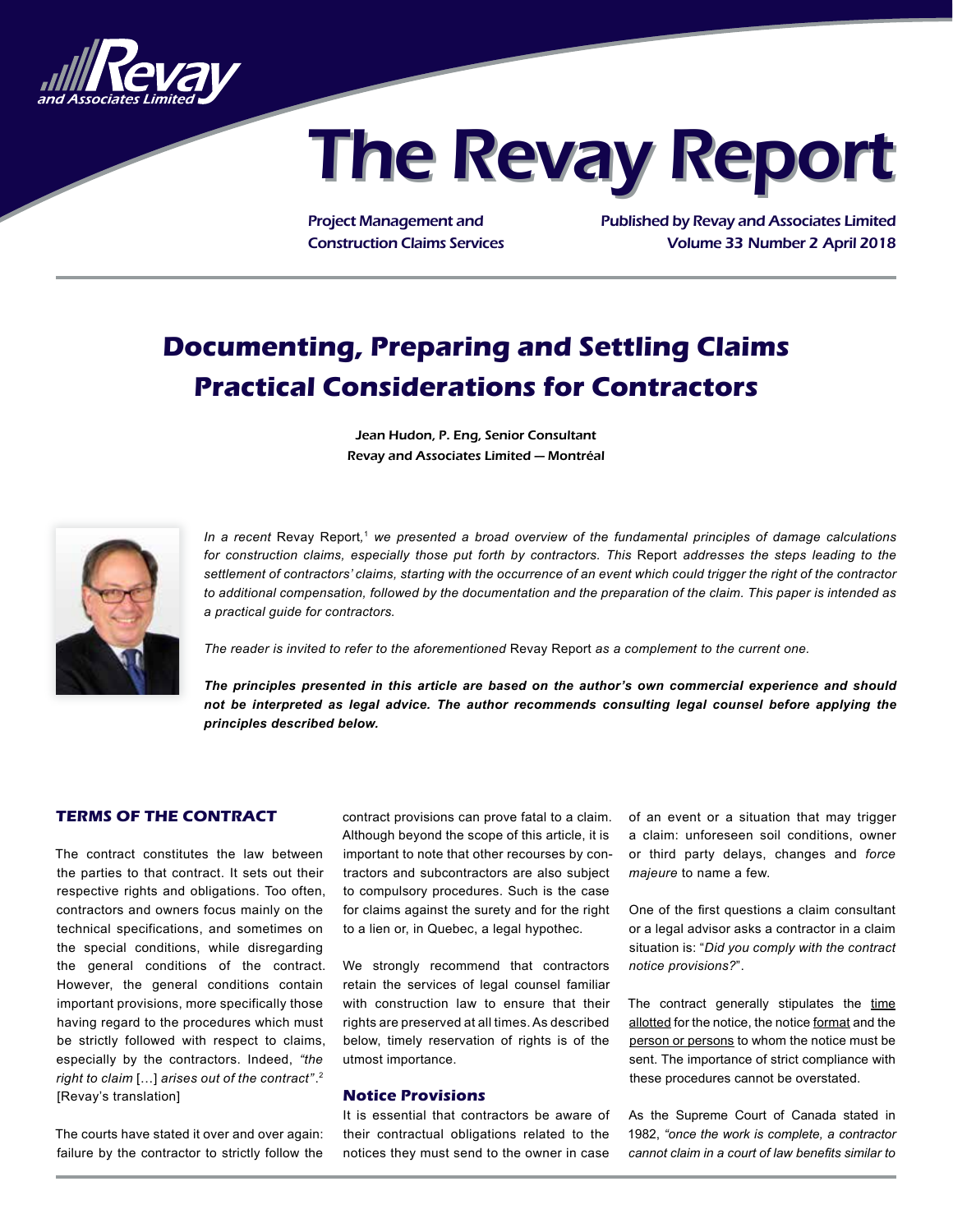# The Revay Report

Project Management and Construction Claims Services

Published by Revay and Associates Limited
Volume 33 Number 2 April 2018

## Documenting, Preparing and Settling Claims
## Practical Considerations for Contractors

Jean Hudon, P. Eng, Senior Consultant
Revay and Associates Limited — Montréal

*In a recent* Revay Report,[1] *we presented a broad overview of the fundamental principles of damage calculations for construction claims, especially those put forth by contractors. This* Report *addresses the steps leading to the settlement of contractors' claims, starting with the occurrence of an event which could trigger the right of the contractor to additional compensation, followed by the documentation and the preparation of the claim. This paper is intended as a practical guide for contractors.*

*The reader is invited to refer to the aforementioned* Revay Report *as a complement to the current one.*

***The principles presented in this article are based on the author's own commercial experience and should not be interpreted as legal advice. The author recommends consulting legal counsel before applying the principles described below.***

### TERMS OF THE CONTRACT

The contract constitutes the law between the parties to that contract. It sets out their respective rights and obligations. Too often, contractors and owners focus mainly on the technical specifications, and sometimes on the special conditions, while disregarding the general conditions of the contract. However, the general conditions contain important provisions, more specifically those having regard to the procedures which must be strictly followed with respect to claims, especially by the contractors. Indeed, *"the right to claim* […] *arises out of the contract"*.[2] [Revay's translation]

The courts have stated it over and over again: failure by the contractor to strictly follow the contract provisions can prove fatal to a claim. Although beyond the scope of this article, it is important to note that other recourses by contractors and subcontractors are also subject to compulsory procedures. Such is the case for claims against the surety and for the right to a lien or, in Quebec, a legal hypothec.

We strongly recommend that contractors retain the services of legal counsel familiar with construction law to ensure that their rights are preserved at all times. As described below, timely reservation of rights is of the utmost importance.

#### Notice Provisions

It is essential that contractors be aware of their contractual obligations related to the notices they must send to the owner in case of an event or a situation that may trigger a claim: unforeseen soil conditions, owner or third party delays, changes and *force majeure* to name a few.

One of the first questions a claim consultant or a legal advisor asks a contractor in a claim situation is: "*Did you comply with the contract notice provisions?*".

The contract generally stipulates the time allotted for the notice, the notice format and the person or persons to whom the notice must be sent. The importance of strict compliance with these procedures cannot be overstated.

As the Supreme Court of Canada stated in 1982, *"once the work is complete, a contractor cannot claim in a court of law benefits similar to*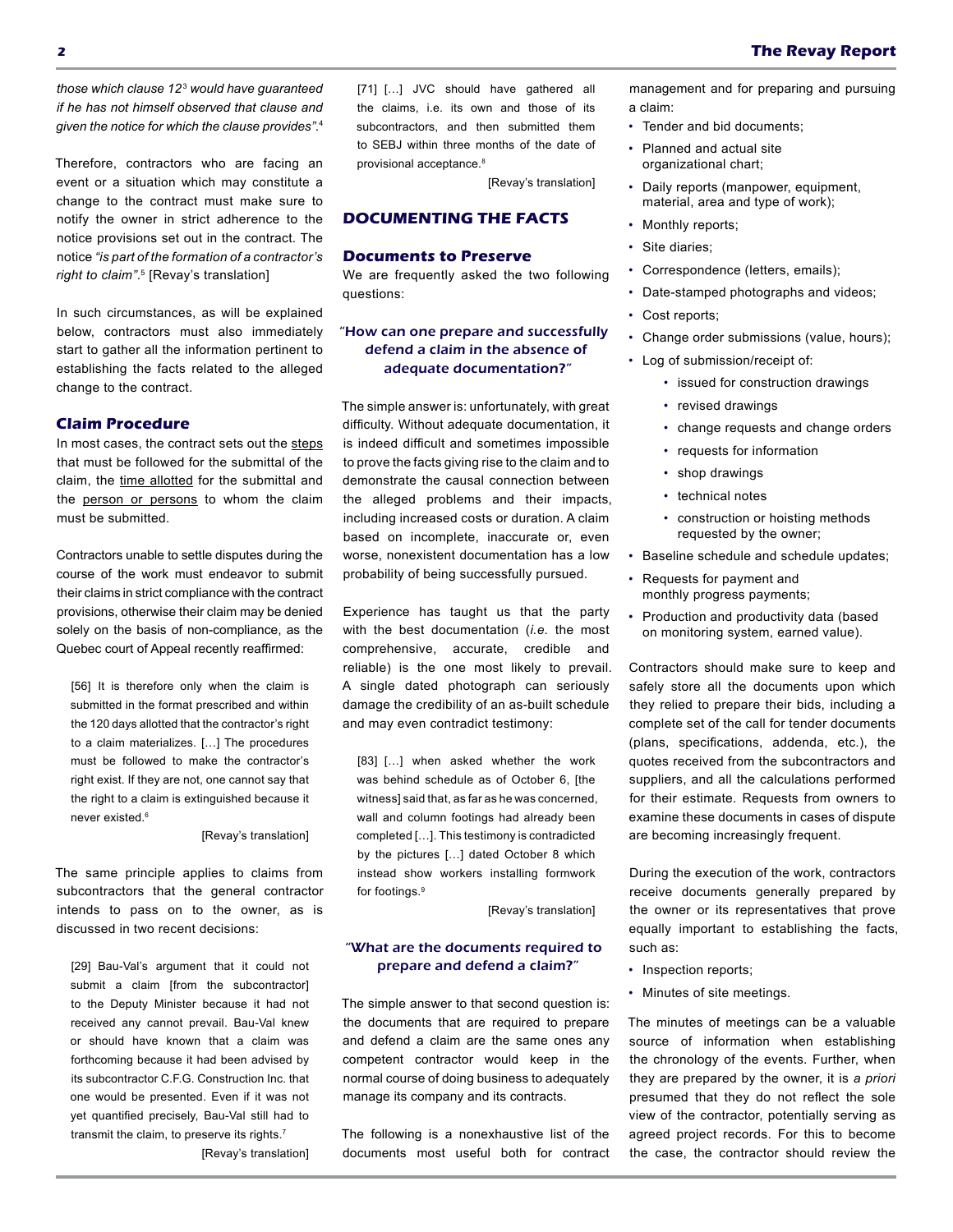*those which clause 12*[3] *would have guaranteed if he has not himself observed that clause and given the notice for which the clause provides".*[4]

Therefore, contractors who are facing an event or a situation which may constitute a change to the contract must make sure to notify the owner in strict adherence to the notice provisions set out in the contract. The notice *"is part of the formation of a contractor's right to claim".*[5] [Revay's translation]

In such circumstances, as will be explained below, contractors must also immediately start to gather all the information pertinent to establishing the facts related to the alleged change to the contract.

### Claim Procedure

In most cases, the contract sets out the steps that must be followed for the submittal of the claim, the time allotted for the submittal and the person or persons to whom the claim must be submitted.

Contractors unable to settle disputes during the course of the work must endeavor to submit their claims in strict compliance with the contract provisions, otherwise their claim may be denied solely on the basis of non-compliance, as the Quebec court of Appeal recently reaffirmed:

> [56] It is therefore only when the claim is submitted in the format prescribed and within the 120 days allotted that the contractor's right to a claim materializes. […] The procedures must be followed to make the contractor's right exist. If they are not, one cannot say that the right to a claim is extinguished because it never existed.[6]
>
> [Revay's translation]

The same principle applies to claims from subcontractors that the general contractor intends to pass on to the owner, as is discussed in two recent decisions:

> [29] Bau-Val's argument that it could not submit a claim [from the subcontractor] to the Deputy Minister because it had not received any cannot prevail. Bau-Val knew or should have known that a claim was forthcoming because it had been advised by its subcontractor C.F.G. Construction Inc. that one would be presented. Even if it was not yet quantified precisely, Bau-Val still had to transmit the claim, to preserve its rights.[7]
>
> [Revay's translation]

> [71] […] JVC should have gathered all the claims, i.e. its own and those of its subcontractors, and then submitted them to SEBJ within three months of the date of provisional acceptance.[8]
>
> [Revay's translation]

## DOCUMENTING THE FACTS

### Documents to Preserve

We are frequently asked the two following questions:

#### "How can one prepare and successfully defend a claim in the absence of adequate documentation?"

The simple answer is: unfortunately, with great difficulty. Without adequate documentation, it is indeed difficult and sometimes impossible to prove the facts giving rise to the claim and to demonstrate the causal connection between the alleged problems and their impacts, including increased costs or duration. A claim based on incomplete, inaccurate or, even worse, nonexistent documentation has a low probability of being successfully pursued.

Experience has taught us that the party with the best documentation (*i.e.* the most comprehensive, accurate, credible and reliable) is the one most likely to prevail. A single dated photograph can seriously damage the credibility of an as-built schedule and may even contradict testimony:

> [83] […] when asked whether the work was behind schedule as of October 6, [the witness] said that, as far as he was concerned, wall and column footings had already been completed […]. This testimony is contradicted by the pictures […] dated October 8 which instead show workers installing formwork for footings.[9]
>
> [Revay's translation]

#### "What are the documents required to prepare and defend a claim?"

The simple answer to that second question is: the documents that are required to prepare and defend a claim are the same ones any competent contractor would keep in the normal course of doing business to adequately manage its company and its contracts.

The following is a nonexhaustive list of the documents most useful both for contract management and for preparing and pursuing a claim:

- Tender and bid documents;
- Planned and actual site organizational chart;
- Daily reports (manpower, equipment, material, area and type of work);
- Monthly reports;
- Site diaries;
- Correspondence (letters, emails);
- Date-stamped photographs and videos;
- Cost reports;
- Change order submissions (value, hours);
- Log of submission/receipt of:
  - issued for construction drawings
  - revised drawings
  - change requests and change orders
  - requests for information
  - shop drawings
  - technical notes
  - construction or hoisting methods requested by the owner;
- Baseline schedule and schedule updates;
- Requests for payment and monthly progress payments;
- Production and productivity data (based on monitoring system, earned value).

Contractors should make sure to keep and safely store all the documents upon which they relied to prepare their bids, including a complete set of the call for tender documents (plans, specifications, addenda, etc.), the quotes received from the subcontractors and suppliers, and all the calculations performed for their estimate. Requests from owners to examine these documents in cases of dispute are becoming increasingly frequent.

During the execution of the work, contractors receive documents generally prepared by the owner or its representatives that prove equally important to establishing the facts, such as:

- Inspection reports;
- Minutes of site meetings.

The minutes of meetings can be a valuable source of information when establishing the chronology of the events. Further, when they are prepared by the owner, it is *a priori* presumed that they do not reflect the sole view of the contractor, potentially serving as agreed project records. For this to become the case, the contractor should review the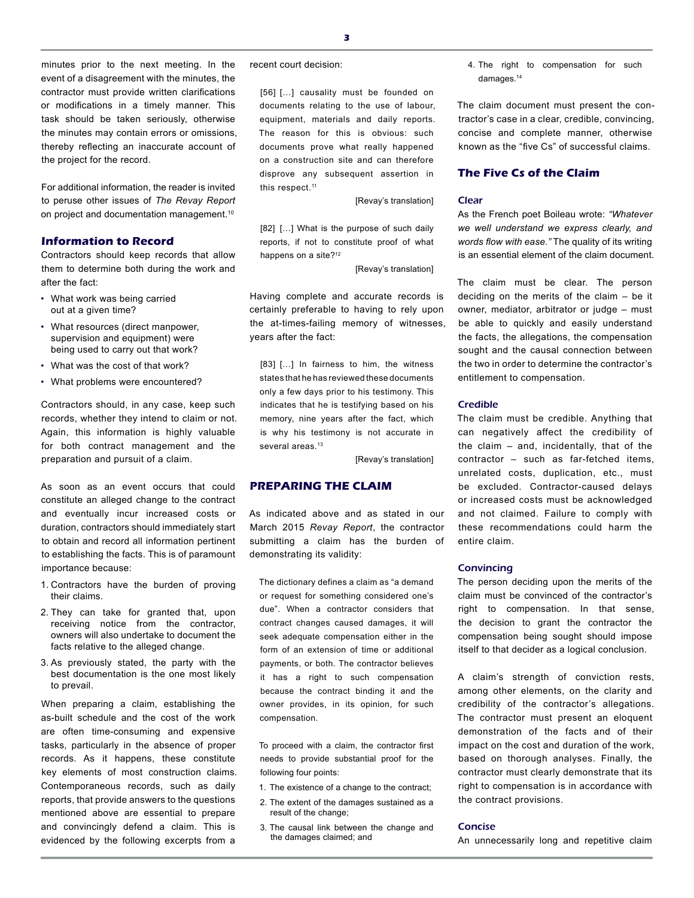minutes prior to the next meeting. In the event of a disagreement with the minutes, the contractor must provide written clarifications or modifications in a timely manner. This task should be taken seriously, otherwise the minutes may contain errors or omissions, thereby reflecting an inaccurate account of the project for the record.

For additional information, the reader is invited to peruse other issues of *The Revay Report* on project and documentation management.[10]

### Information to Record

Contractors should keep records that allow them to determine both during the work and after the fact:

- What work was being carried out at a given time?
- What resources (direct manpower, supervision and equipment) were being used to carry out that work?
- What was the cost of that work?
- What problems were encountered?

Contractors should, in any case, keep such records, whether they intend to claim or not. Again, this information is highly valuable for both contract management and the preparation and pursuit of a claim.

As soon as an event occurs that could constitute an alleged change to the contract and eventually incur increased costs or duration, contractors should immediately start to obtain and record all information pertinent to establishing the facts. This is of paramount importance because:

1. Contractors have the burden of proving their claims.
2. They can take for granted that, upon receiving notice from the contractor, owners will also undertake to document the facts relative to the alleged change.
3. As previously stated, the party with the best documentation is the one most likely to prevail.

When preparing a claim, establishing the as-built schedule and the cost of the work are often time-consuming and expensive tasks, particularly in the absence of proper records. As it happens, these constitute key elements of most construction claims. Contemporaneous records, such as daily reports, that provide answers to the questions mentioned above are essential to prepare and convincingly defend a claim. This is evidenced by the following excerpts from a recent court decision:

> [56] […] causality must be founded on documents relating to the use of labour, equipment, materials and daily reports. The reason for this is obvious: such documents prove what really happened on a construction site and can therefore disprove any subsequent assertion in this respect.[11]
>
> [Revay's translation]

> [82] […] What is the purpose of such daily reports, if not to constitute proof of what happens on a site?[12]
>
> [Revay's translation]

Having complete and accurate records is certainly preferable to having to rely upon the at-times-failing memory of witnesses, years after the fact:

> [83] […] In fairness to him, the witness states that he has reviewed these documents only a few days prior to his testimony. This indicates that he is testifying based on his memory, nine years after the fact, which is why his testimony is not accurate in several areas.[13]
>
> [Revay's translation]

## PREPARING THE CLAIM

As indicated above and as stated in our March 2015 *Revay Report*, the contractor submitting a claim has the burden of demonstrating its validity:

> The dictionary defines a claim as "a demand or request for something considered one's due". When a contractor considers that contract changes caused damages, it will seek adequate compensation either in the form of an extension of time or additional payments, or both. The contractor believes it has a right to such compensation because the contract binding it and the owner provides, in its opinion, for such compensation.
>
> To proceed with a claim, the contractor first needs to provide substantial proof for the following four points:
>
> 1. The existence of a change to the contract;
> 2. The extent of the damages sustained as a result of the change;
> 3. The causal link between the change and the damages claimed; and
> 4. The right to compensation for such damages.[14]

The claim document must present the contractor's case in a clear, credible, convincing, concise and complete manner, otherwise known as the "five Cs" of successful claims.

### The Five Cs of the Claim

#### Clear

As the French poet Boileau wrote: *"Whatever we well understand we express clearly, and words flow with ease."* The quality of its writing is an essential element of the claim document.

The claim must be clear. The person deciding on the merits of the claim – be it owner, mediator, arbitrator or judge – must be able to quickly and easily understand the facts, the allegations, the compensation sought and the causal connection between the two in order to determine the contractor's entitlement to compensation.

#### Credible

The claim must be credible. Anything that can negatively affect the credibility of the claim – and, incidentally, that of the contractor – such as far-fetched items, unrelated costs, duplication, etc., must be excluded. Contractor-caused delays or increased costs must be acknowledged and not claimed. Failure to comply with these recommendations could harm the entire claim.

#### Convincing

The person deciding upon the merits of the claim must be convinced of the contractor's right to compensation. In that sense, the decision to grant the contractor the compensation being sought should impose itself to that decider as a logical conclusion.

A claim's strength of conviction rests, among other elements, on the clarity and credibility of the contractor's allegations. The contractor must present an eloquent demonstration of the facts and of their impact on the cost and duration of the work, based on thorough analyses. Finally, the contractor must clearly demonstrate that its right to compensation is in accordance with the contract provisions.

#### Concise

An unnecessarily long and repetitive claim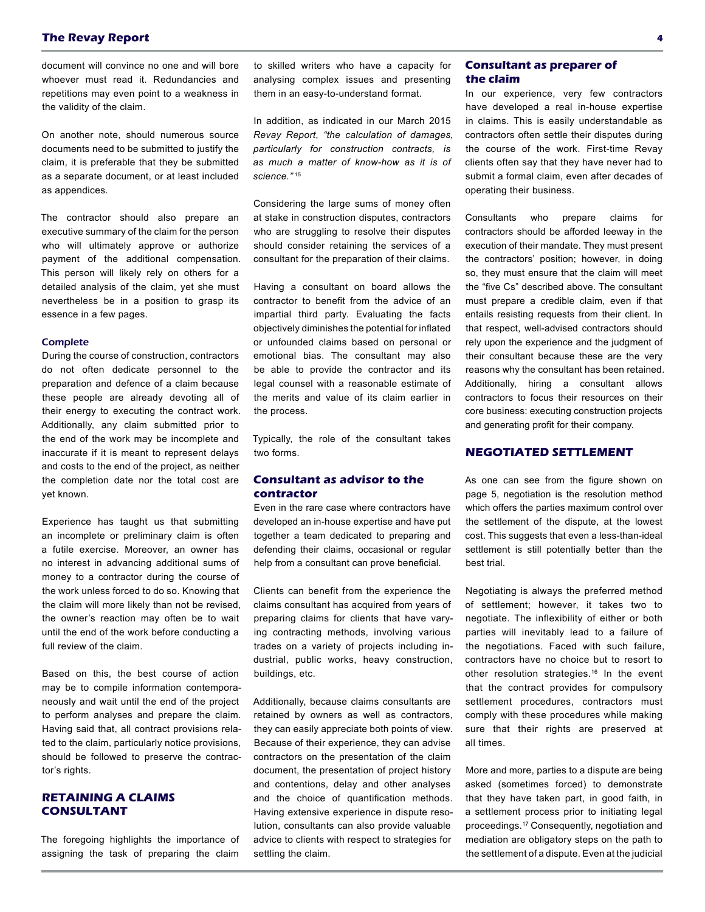document will convince no one and will bore whoever must read it. Redundancies and repetitions may even point to a weakness in the validity of the claim.

On another note, should numerous source documents need to be submitted to justify the claim, it is preferable that they be submitted as a separate document, or at least included as appendices.

The contractor should also prepare an executive summary of the claim for the person who will ultimately approve or authorize payment of the additional compensation. This person will likely rely on others for a detailed analysis of the claim, yet she must nevertheless be in a position to grasp its essence in a few pages.

### Complete

During the course of construction, contractors do not often dedicate personnel to the preparation and defence of a claim because these people are already devoting all of their energy to executing the contract work. Additionally, any claim submitted prior to the end of the work may be incomplete and inaccurate if it is meant to represent delays and costs to the end of the project, as neither the completion date nor the total cost are yet known.

Experience has taught us that submitting an incomplete or preliminary claim is often a futile exercise. Moreover, an owner has no interest in advancing additional sums of money to a contractor during the course of the work unless forced to do so. Knowing that the claim will more likely than not be revised, the owner's reaction may often be to wait until the end of the work before conducting a full review of the claim.

Based on this, the best course of action may be to compile information contemporaneously and wait until the end of the project to perform analyses and prepare the claim. Having said that, all contract provisions related to the claim, particularly notice provisions, should be followed to preserve the contractor's rights.

## RETAINING A CLAIMS CONSULTANT

The foregoing highlights the importance of assigning the task of preparing the claim to skilled writers who have a capacity for analysing complex issues and presenting them in an easy-to-understand format.

In addition, as indicated in our March 2015 *Revay Report*, *"the calculation of damages, particularly for construction contracts, is as much a matter of know-how as it is of science."* [15]

Considering the large sums of money often at stake in construction disputes, contractors who are struggling to resolve their disputes should consider retaining the services of a consultant for the preparation of their claims.

Having a consultant on board allows the contractor to benefit from the advice of an impartial third party. Evaluating the facts objectively diminishes the potential for inflated or unfounded claims based on personal or emotional bias. The consultant may also be able to provide the contractor and its legal counsel with a reasonable estimate of the merits and value of its claim earlier in the process.

Typically, the role of the consultant takes two forms.

### Consultant as advisor to the contractor

Even in the rare case where contractors have developed an in-house expertise and have put together a team dedicated to preparing and defending their claims, occasional or regular help from a consultant can prove beneficial.

Clients can benefit from the experience the claims consultant has acquired from years of preparing claims for clients that have varying contracting methods, involving various trades on a variety of projects including industrial, public works, heavy construction, buildings, etc.

Additionally, because claims consultants are retained by owners as well as contractors, they can easily appreciate both points of view. Because of their experience, they can advise contractors on the presentation of the claim document, the presentation of project history and contentions, delay and other analyses and the choice of quantification methods. Having extensive experience in dispute resolution, consultants can also provide valuable advice to clients with respect to strategies for settling the claim.

### Consultant as preparer of the claim

In our experience, very few contractors have developed a real in-house expertise in claims. This is easily understandable as contractors often settle their disputes during the course of the work. First-time Revay clients often say that they have never had to submit a formal claim, even after decades of operating their business.

Consultants who prepare claims for contractors should be afforded leeway in the execution of their mandate. They must present the contractors' position; however, in doing so, they must ensure that the claim will meet the "five Cs" described above. The consultant must prepare a credible claim, even if that entails resisting requests from their client. In that respect, well-advised contractors should rely upon the experience and the judgment of their consultant because these are the very reasons why the consultant has been retained. Additionally, hiring a consultant allows contractors to focus their resources on their core business: executing construction projects and generating profit for their company.

## NEGOTIATED SETTLEMENT

As one can see from the figure shown on page 5, negotiation is the resolution method which offers the parties maximum control over the settlement of the dispute, at the lowest cost. This suggests that even a less-than-ideal settlement is still potentially better than the best trial.

Negotiating is always the preferred method of settlement; however, it takes two to negotiate. The inflexibility of either or both parties will inevitably lead to a failure of the negotiations. Faced with such failure, contractors have no choice but to resort to other resolution strategies.[16] In the event that the contract provides for compulsory settlement procedures, contractors must comply with these procedures while making sure that their rights are preserved at all times.

More and more, parties to a dispute are being asked (sometimes forced) to demonstrate that they have taken part, in good faith, in a settlement process prior to initiating legal proceedings.[17] Consequently, negotiation and mediation are obligatory steps on the path to the settlement of a dispute. Even at the judicial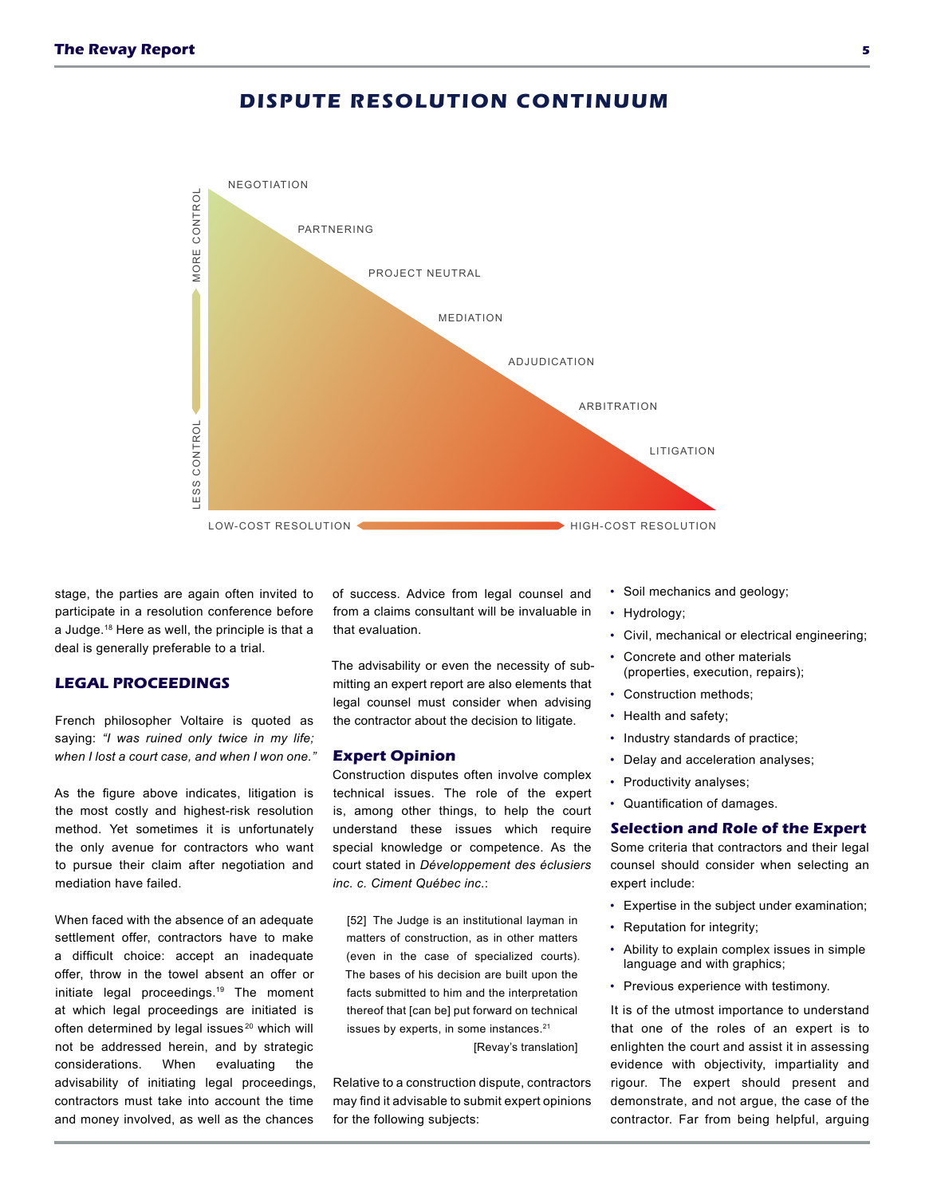## DISPUTE RESOLUTION CONTINUUM

NEGOTIATION
PARTNERING
PROJECT NEUTRAL
MEDIATION
ADJUDICATION
ARBITRATION
LITIGATION

MORE CONTROL — LESS CONTROL

LOW-COST RESOLUTION — HIGH-COST RESOLUTION

stage, the parties are again often invited to participate in a resolution conference before a Judge.[18] Here as well, the principle is that a deal is generally preferable to a trial.

### LEGAL PROCEEDINGS

French philosopher Voltaire is quoted as saying: *"I was ruined only twice in my life; when I lost a court case, and when I won one."*

As the figure above indicates, litigation is the most costly and highest-risk resolution method. Yet sometimes it is unfortunately the only avenue for contractors who want to pursue their claim after negotiation and mediation have failed.

When faced with the absence of an adequate settlement offer, contractors have to make a difficult choice: accept an inadequate offer, throw in the towel absent an offer or initiate legal proceedings.[19] The moment at which legal proceedings are initiated is often determined by legal issues[20] which will not be addressed herein, and by strategic considerations. When evaluating the advisability of initiating legal proceedings, contractors must take into account the time and money involved, as well as the chances of success. Advice from legal counsel and from a claims consultant will be invaluable in that evaluation.

The advisability or even the necessity of submitting an expert report are also elements that legal counsel must consider when advising the contractor about the decision to litigate.

#### Expert Opinion

Construction disputes often involve complex technical issues. The role of the expert is, among other things, to help the court understand these issues which require special knowledge or competence. As the court stated in *Développement des éclusiers inc. c. Ciment Québec inc.*:

> [52] The Judge is an institutional layman in matters of construction, as in other matters (even in the case of specialized courts). The bases of his decision are built upon the facts submitted to him and the interpretation thereof that [can be] put forward on technical issues by experts, in some instances.[21]
>
> [Revay's translation]

Relative to a construction dispute, contractors may find it advisable to submit expert opinions for the following subjects:

- Soil mechanics and geology;
- Hydrology;
- Civil, mechanical or electrical engineering;
- Concrete and other materials (properties, execution, repairs);
- Construction methods;
- Health and safety;
- Industry standards of practice;
- Delay and acceleration analyses;
- Productivity analyses;
- Quantification of damages.

#### Selection and Role of the Expert

Some criteria that contractors and their legal counsel should consider when selecting an expert include:

- Expertise in the subject under examination;
- Reputation for integrity;
- Ability to explain complex issues in simple language and with graphics;
- Previous experience with testimony.

It is of the utmost importance to understand that one of the roles of an expert is to enlighten the court and assist it in assessing evidence with objectivity, impartiality and rigour. The expert should present and demonstrate, and not argue, the case of the contractor. Far from being helpful, arguing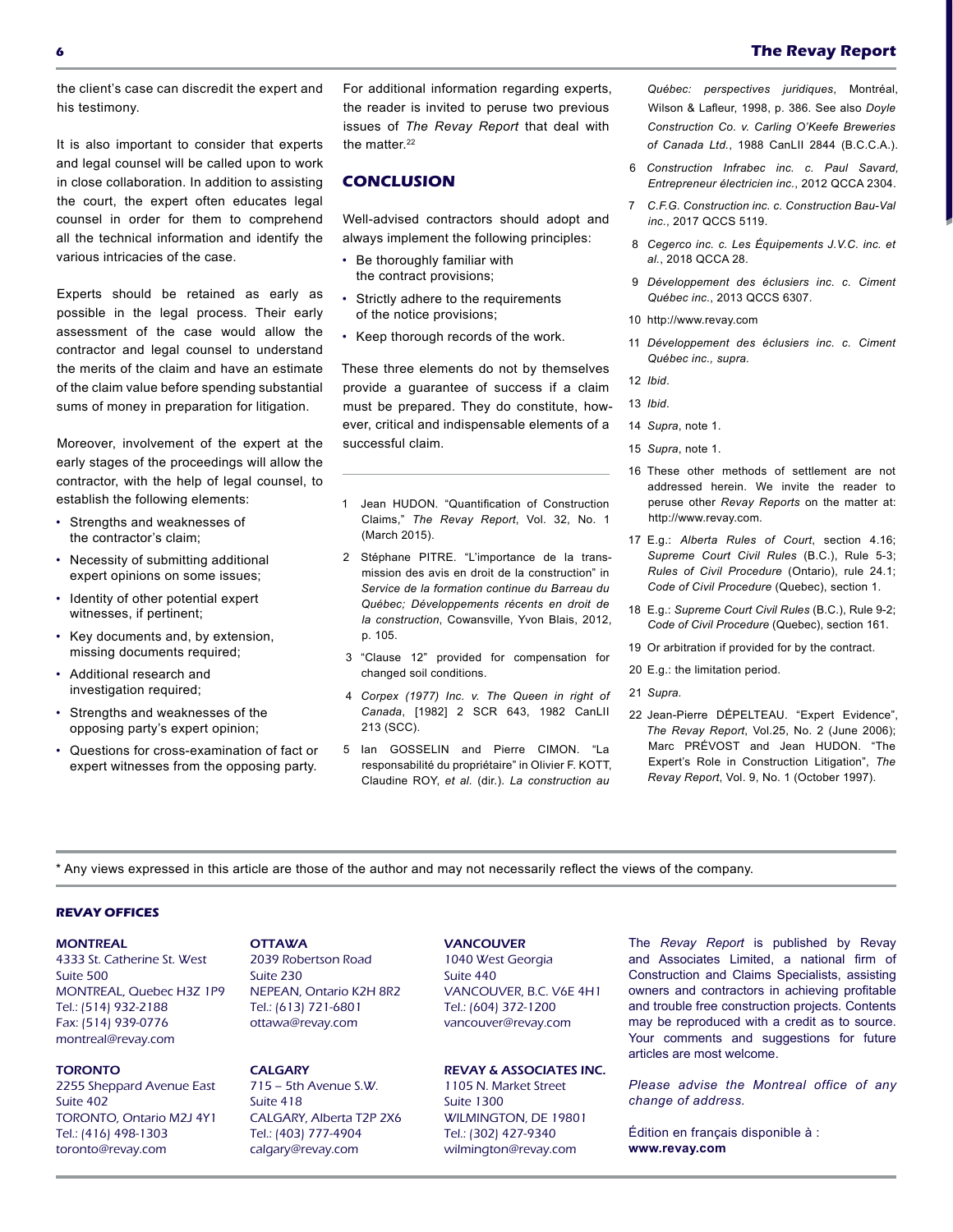the client's case can discredit the expert and his testimony.

It is also important to consider that experts and legal counsel will be called upon to work in close collaboration. In addition to assisting the court, the expert often educates legal counsel in order for them to comprehend all the technical information and identify the various intricacies of the case.

Experts should be retained as early as possible in the legal process. Their early assessment of the case would allow the contractor and legal counsel to understand the merits of the claim and have an estimate of the claim value before spending substantial sums of money in preparation for litigation.

Moreover, involvement of the expert at the early stages of the proceedings will allow the contractor, with the help of legal counsel, to establish the following elements:

- Strengths and weaknesses of the contractor's claim;
- Necessity of submitting additional expert opinions on some issues;
- Identity of other potential expert witnesses, if pertinent;
- Key documents and, by extension, missing documents required;
- Additional research and investigation required;
- Strengths and weaknesses of the opposing party's expert opinion;
- Questions for cross-examination of fact or expert witnesses from the opposing party.

For additional information regarding experts, the reader is invited to peruse two previous issues of *The Revay Report* that deal with the matter.[22]

## CONCLUSION

Well-advised contractors should adopt and always implement the following principles:

- Be thoroughly familiar with the contract provisions;
- Strictly adhere to the requirements of the notice provisions;
- Keep thorough records of the work.

These three elements do not by themselves provide a guarantee of success if a claim must be prepared. They do constitute, however, critical and indispensable elements of a successful claim.

---

1 Jean HUDON. "Quantification of Construction Claims," *The Revay Report*, Vol. 32, No. 1 (March 2015).

2 Stéphane PITRE. "L'importance de la transmission des avis en droit de la construction" in *Service de la formation continue du Barreau du Québec; Développements récents en droit de la construction*, Cowansville, Yvon Blais, 2012, p. 105.

3 "Clause 12" provided for compensation for changed soil conditions.

4 *Corpex (1977) Inc. v. The Queen in right of Canada*, [1982] 2 SCR 643, 1982 CanLII 213 (SCC).

5 Ian GOSSELIN and Pierre CIMON. "La responsabilité du propriétaire" in Olivier F. KOTT, Claudine ROY, *et al.* (dir.). *La construction au Québec: perspectives juridiques*, Montréal, Wilson & Lafleur, 1998, p. 386. See also *Doyle Construction Co. v. Carling O'Keefe Breweries of Canada Ltd.*, 1988 CanLII 2844 (B.C.C.A.).

6 *Construction Infrabec inc. c. Paul Savard, Entrepreneur électricien inc.*, 2012 QCCA 2304.

7 *C.F.G. Construction inc. c. Construction Bau-Val inc.*, 2017 QCCS 5119.

8 *Cegerco inc. c. Les Équipements J.V.C. inc. et al.*, 2018 QCCA 28.

9 *Développement des éclusiers inc. c. Ciment Québec inc.*, 2013 QCCS 6307.

10 http://www.revay.com

11 *Développement des éclusiers inc. c. Ciment Québec inc., supra.*

12 *Ibid.*

13 *Ibid.*

14 *Supra*, note 1.

15 *Supra*, note 1.

16 These other methods of settlement are not addressed herein. We invite the reader to peruse other *Revay Reports* on the matter at: http://www.revay.com.

17 E.g.: *Alberta Rules of Court*, section 4.16; *Supreme Court Civil Rules* (B.C.), Rule 5-3; *Rules of Civil Procedure* (Ontario), rule 24.1; *Code of Civil Procedure* (Quebec), section 1.

18 E.g.: *Supreme Court Civil Rules* (B.C.), Rule 9-2; *Code of Civil Procedure* (Quebec), section 161.

19 Or arbitration if provided for by the contract.

20 E.g.: the limitation period.

21 *Supra.*

22 Jean-Pierre DÉPELTEAU. "Expert Evidence", *The Revay Report*, Vol.25, No. 2 (June 2006); Marc PRÉVOST and Jean HUDON. "The Expert's Role in Construction Litigation", *The Revay Report*, Vol. 9, No. 1 (October 1997).

---

\* Any views expressed in this article are those of the author and may not necessarily reflect the views of the company.

### REVAY OFFICES

**MONTREAL**
4333 St. Catherine St. West
Suite 500
MONTREAL, Quebec H3Z 1P9
Tel.: (514) 932-2188
Fax: (514) 939-0776
montreal@revay.com

**TORONTO**
2255 Sheppard Avenue East
Suite 402
TORONTO, Ontario M2J 4Y1
Tel.: (416) 498-1303
toronto@revay.com

**OTTAWA**
2039 Robertson Road
Suite 230
NEPEAN, Ontario K2H 8R2
Tel.: (613) 721-6801
ottawa@revay.com

**CALGARY**
715 – 5th Avenue S.W.
Suite 418
CALGARY, Alberta T2P 2X6
Tel.: (403) 777-4904
calgary@revay.com

**VANCOUVER**
1040 West Georgia
Suite 440
VANCOUVER, B.C. V6E 4H1
Tel.: (604) 372-1200
vancouver@revay.com

**REVAY & ASSOCIATES INC.**
1105 N. Market Street
Suite 1300
WILMINGTON, DE 19801
Tel.: (302) 427-9340
wilmington@revay.com

The *Revay Report* is published by Revay and Associates Limited, a national firm of Construction and Claims Specialists, assisting owners and contractors in achieving profitable and trouble free construction projects. Contents may be reproduced with a credit as to source. Your comments and suggestions for future articles are most welcome.

*Please advise the Montreal office of any change of address.*

Édition en français disponible à :
**www.revay.com**